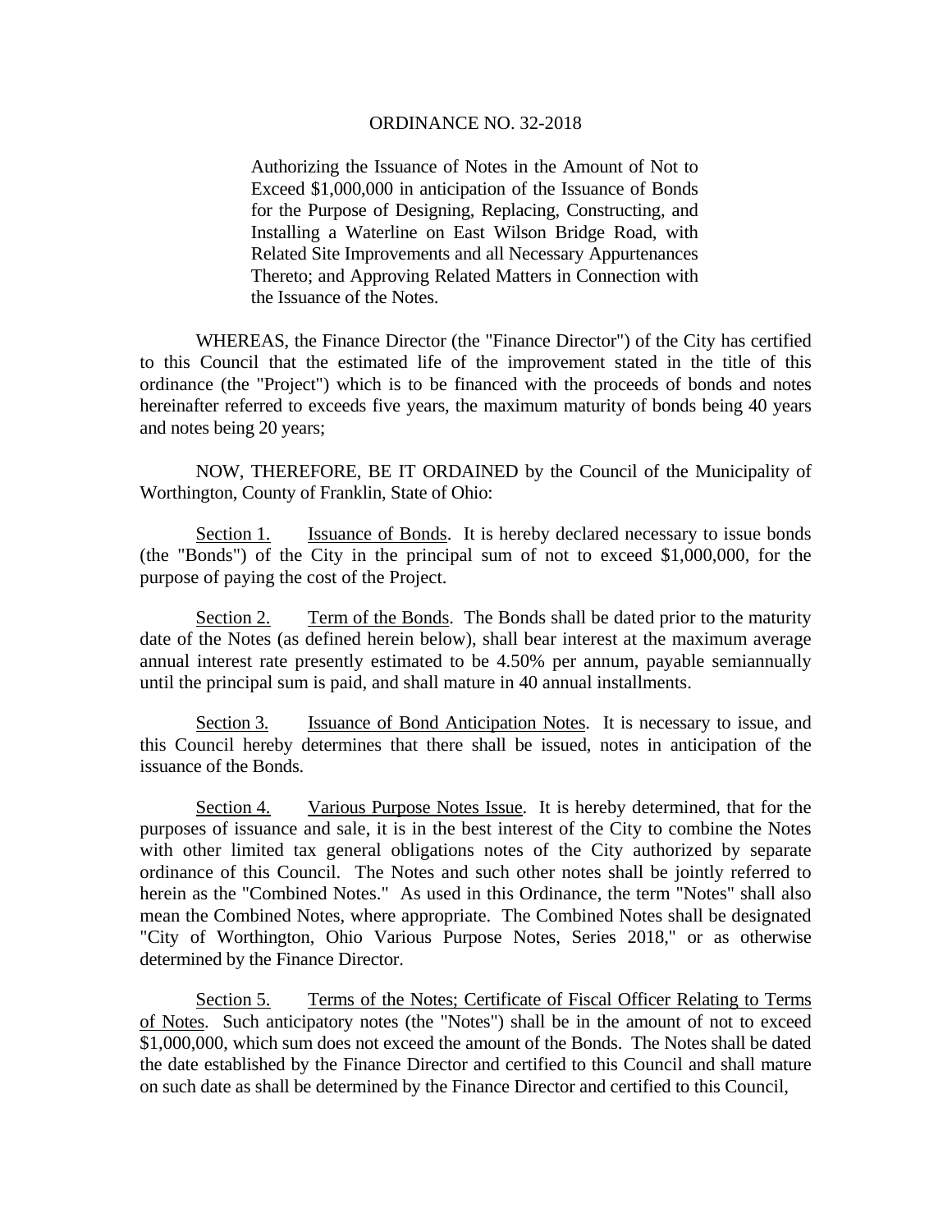# ORDINANCE NO. 32-2018

Authorizing the Issuance of Notes in the Amount of Not to Exceed $1,000,000 in anticipation of the Issuance of Bonds for the Purpose of Designing, Replacing, Constructing, and Installing a Waterline on East Wilson Bridge Road, with Related Site Improvements and all Necessary Appurtenances Thereto; and Approving Related Matters in Connection with the Issuance of the Notes.

WHEREAS, the Finance Director (the "Finance Director") of the City has certified to this Council that the estimated life of the improvement stated in the title of this ordinance (the "Project") which is to be financed with the proceeds of bonds and notes hereinafter referred to exceeds five years, the maximum maturity of bonds being 40 years and notes being 20 years;

NOW, THEREFORE, BE IT ORDAINED by the Council of the Municipality of Worthington, County of Franklin, State of Ohio:

<u>Section 1.</u> <u>Issuance of Bonds</u>. It is hereby declared necessary to issue bonds (the "Bonds") of the City in the principal sum of not to exceed $1,000,000, for the purpose of paying the cost of the Project.

<u>Section 2.</u> <u>Term of the Bonds</u>. The Bonds shall be dated prior to the maturity date of the Notes (as defined herein below), shall bear interest at the maximum average annual interest rate presently estimated to be 4.50% per annum, payable semiannually until the principal sum is paid, and shall mature in 40 annual installments.

<u>Section 3.</u> <u>Issuance of Bond Anticipation Notes</u>. It is necessary to issue, and this Council hereby determines that there shall be issued, notes in anticipation of the issuance of the Bonds.

<u>Section 4.</u> <u>Various Purpose Notes Issue</u>. It is hereby determined, that for the purposes of issuance and sale, it is in the best interest of the City to combine the Notes with other limited tax general obligations notes of the City authorized by separate ordinance of this Council. The Notes and such other notes shall be jointly referred to herein as the "Combined Notes." As used in this Ordinance, the term "Notes" shall also mean the Combined Notes, where appropriate. The Combined Notes shall be designated "City of Worthington, Ohio Various Purpose Notes, Series 2018," or as otherwise determined by the Finance Director.

<u>Section 5.</u> <u>Terms of the Notes; Certificate of Fiscal Officer Relating to Terms of Notes</u>. Such anticipatory notes (the "Notes") shall be in the amount of not to exceed $1,000,000, which sum does not exceed the amount of the Bonds. The Notes shall be dated the date established by the Finance Director and certified to this Council and shall mature on such date as shall be determined by the Finance Director and certified to this Council,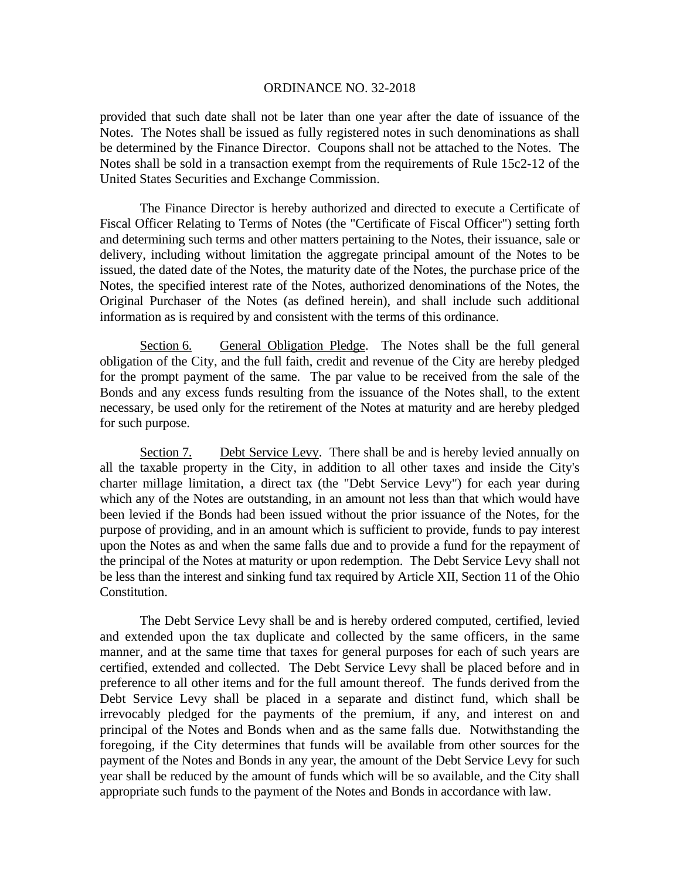provided that such date shall not be later than one year after the date of issuance of the Notes. The Notes shall be issued as fully registered notes in such denominations as shall be determined by the Finance Director. Coupons shall not be attached to the Notes. The Notes shall be sold in a transaction exempt from the requirements of Rule 15c2-12 of the United States Securities and Exchange Commission.

The Finance Director is hereby authorized and directed to execute a Certificate of Fiscal Officer Relating to Terms of Notes (the "Certificate of Fiscal Officer") setting forth and determining such terms and other matters pertaining to the Notes, their issuance, sale or delivery, including without limitation the aggregate principal amount of the Notes to be issued, the dated date of the Notes, the maturity date of the Notes, the purchase price of the Notes, the specified interest rate of the Notes, authorized denominations of the Notes, the Original Purchaser of the Notes (as defined herein), and shall include such additional information as is required by and consistent with the terms of this ordinance.

Section 6. General Obligation Pledge. The Notes shall be the full general obligation of the City, and the full faith, credit and revenue of the City are hereby pledged for the prompt payment of the same. The par value to be received from the sale of the Bonds and any excess funds resulting from the issuance of the Notes shall, to the extent necessary, be used only for the retirement of the Notes at maturity and are hereby pledged for such purpose.

Section 7. Debt Service Levy. There shall be and is hereby levied annually on all the taxable property in the City, in addition to all other taxes and inside the City's charter millage limitation, a direct tax (the "Debt Service Levy") for each year during which any of the Notes are outstanding, in an amount not less than that which would have been levied if the Bonds had been issued without the prior issuance of the Notes, for the purpose of providing, and in an amount which is sufficient to provide, funds to pay interest upon the Notes as and when the same falls due and to provide a fund for the repayment of the principal of the Notes at maturity or upon redemption. The Debt Service Levy shall not be less than the interest and sinking fund tax required by Article XII, Section 11 of the Ohio Constitution.

The Debt Service Levy shall be and is hereby ordered computed, certified, levied and extended upon the tax duplicate and collected by the same officers, in the same manner, and at the same time that taxes for general purposes for each of such years are certified, extended and collected. The Debt Service Levy shall be placed before and in preference to all other items and for the full amount thereof. The funds derived from the Debt Service Levy shall be placed in a separate and distinct fund, which shall be irrevocably pledged for the payments of the premium, if any, and interest on and principal of the Notes and Bonds when and as the same falls due. Notwithstanding the foregoing, if the City determines that funds will be available from other sources for the payment of the Notes and Bonds in any year, the amount of the Debt Service Levy for such year shall be reduced by the amount of funds which will be so available, and the City shall appropriate such funds to the payment of the Notes and Bonds in accordance with law.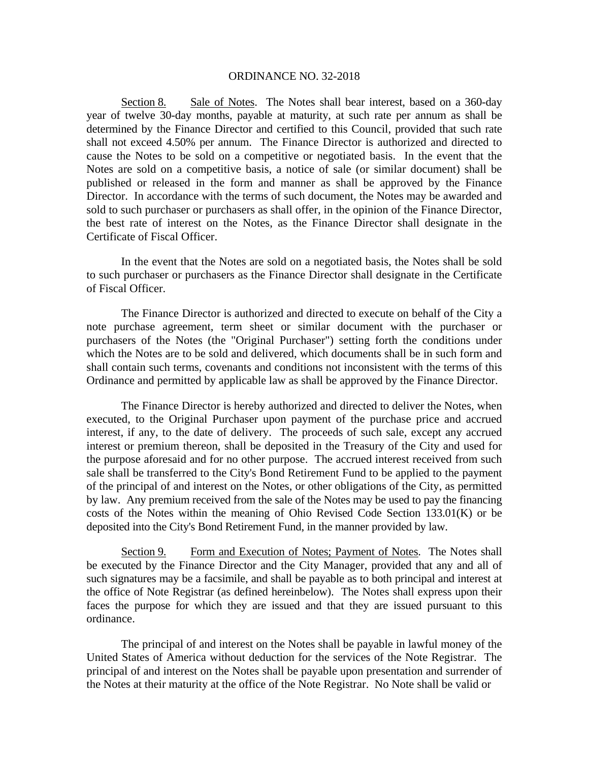ORDINANCE NO. 32-2018

<u>Section 8.</u> <u>Sale of Notes</u>. The Notes shall bear interest, based on a 360-day year of twelve 30-day months, payable at maturity, at such rate per annum as shall be determined by the Finance Director and certified to this Council, provided that such rate shall not exceed 4.50% per annum. The Finance Director is authorized and directed to cause the Notes to be sold on a competitive or negotiated basis. In the event that the Notes are sold on a competitive basis, a notice of sale (or similar document) shall be published or released in the form and manner as shall be approved by the Finance Director. In accordance with the terms of such document, the Notes may be awarded and sold to such purchaser or purchasers as shall offer, in the opinion of the Finance Director, the best rate of interest on the Notes, as the Finance Director shall designate in the Certificate of Fiscal Officer.

In the event that the Notes are sold on a negotiated basis, the Notes shall be sold to such purchaser or purchasers as the Finance Director shall designate in the Certificate of Fiscal Officer.

The Finance Director is authorized and directed to execute on behalf of the City a note purchase agreement, term sheet or similar document with the purchaser or purchasers of the Notes (the "Original Purchaser") setting forth the conditions under which the Notes are to be sold and delivered, which documents shall be in such form and shall contain such terms, covenants and conditions not inconsistent with the terms of this Ordinance and permitted by applicable law as shall be approved by the Finance Director.

The Finance Director is hereby authorized and directed to deliver the Notes, when executed, to the Original Purchaser upon payment of the purchase price and accrued interest, if any, to the date of delivery. The proceeds of such sale, except any accrued interest or premium thereon, shall be deposited in the Treasury of the City and used for the purpose aforesaid and for no other purpose. The accrued interest received from such sale shall be transferred to the City's Bond Retirement Fund to be applied to the payment of the principal of and interest on the Notes, or other obligations of the City, as permitted by law. Any premium received from the sale of the Notes may be used to pay the financing costs of the Notes within the meaning of Ohio Revised Code Section 133.01(K) or be deposited into the City's Bond Retirement Fund, in the manner provided by law.

<u>Section 9.</u> <u>Form and Execution of Notes; Payment of Notes</u>. The Notes shall be executed by the Finance Director and the City Manager, provided that any and all of such signatures may be a facsimile, and shall be payable as to both principal and interest at the office of Note Registrar (as defined hereinbelow). The Notes shall express upon their faces the purpose for which they are issued and that they are issued pursuant to this ordinance.

The principal of and interest on the Notes shall be payable in lawful money of the United States of America without deduction for the services of the Note Registrar. The principal of and interest on the Notes shall be payable upon presentation and surrender of the Notes at their maturity at the office of the Note Registrar. No Note shall be valid or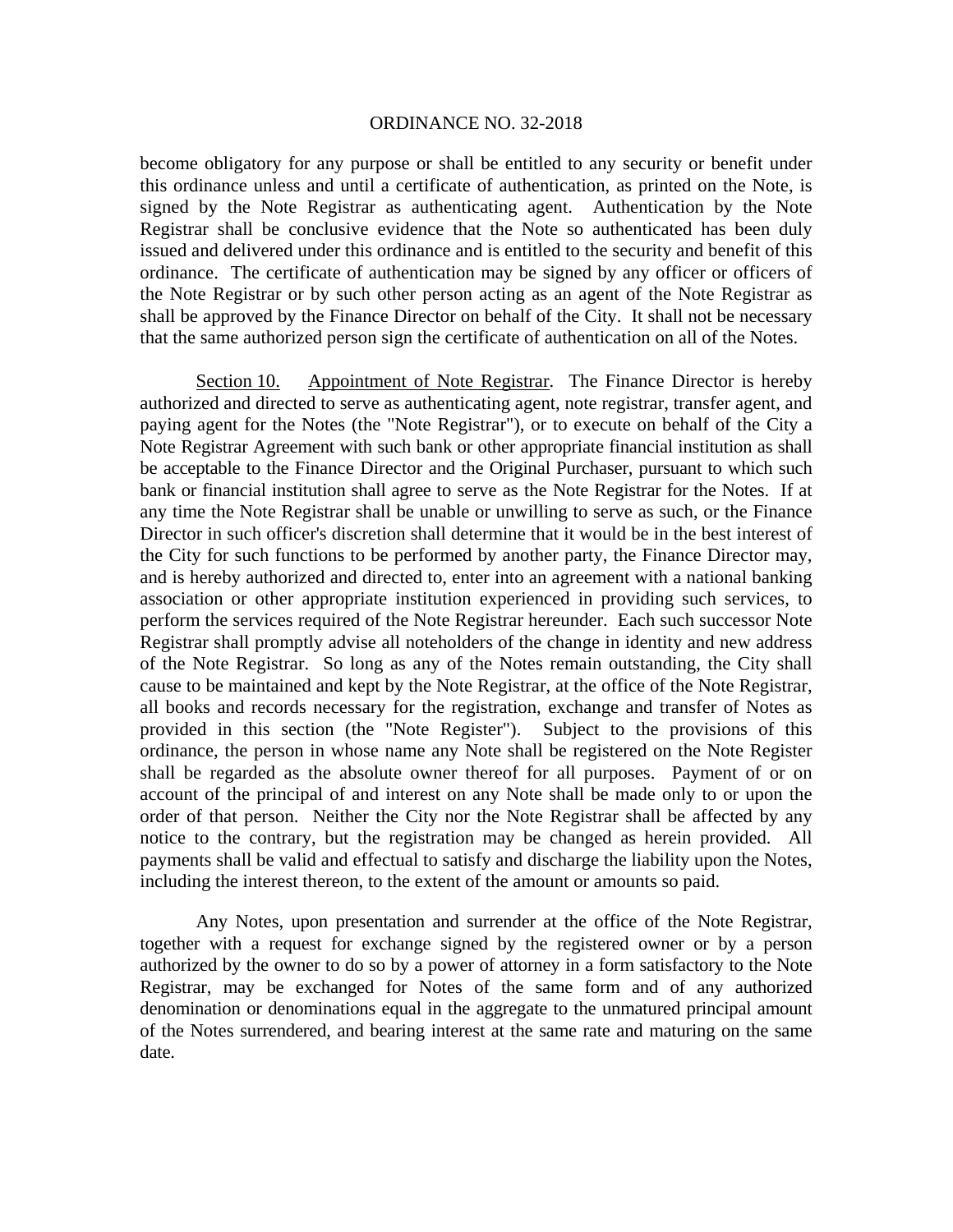become obligatory for any purpose or shall be entitled to any security or benefit under this ordinance unless and until a certificate of authentication, as printed on the Note, is signed by the Note Registrar as authenticating agent. Authentication by the Note Registrar shall be conclusive evidence that the Note so authenticated has been duly issued and delivered under this ordinance and is entitled to the security and benefit of this ordinance. The certificate of authentication may be signed by any officer or officers of the Note Registrar or by such other person acting as an agent of the Note Registrar as shall be approved by the Finance Director on behalf of the City. It shall not be necessary that the same authorized person sign the certificate of authentication on all of the Notes.

Section 10. Appointment of Note Registrar. The Finance Director is hereby authorized and directed to serve as authenticating agent, note registrar, transfer agent, and paying agent for the Notes (the "Note Registrar"), or to execute on behalf of the City a Note Registrar Agreement with such bank or other appropriate financial institution as shall be acceptable to the Finance Director and the Original Purchaser, pursuant to which such bank or financial institution shall agree to serve as the Note Registrar for the Notes. If at any time the Note Registrar shall be unable or unwilling to serve as such, or the Finance Director in such officer's discretion shall determine that it would be in the best interest of the City for such functions to be performed by another party, the Finance Director may, and is hereby authorized and directed to, enter into an agreement with a national banking association or other appropriate institution experienced in providing such services, to perform the services required of the Note Registrar hereunder. Each such successor Note Registrar shall promptly advise all noteholders of the change in identity and new address of the Note Registrar. So long as any of the Notes remain outstanding, the City shall cause to be maintained and kept by the Note Registrar, at the office of the Note Registrar, all books and records necessary for the registration, exchange and transfer of Notes as provided in this section (the "Note Register"). Subject to the provisions of this ordinance, the person in whose name any Note shall be registered on the Note Register shall be regarded as the absolute owner thereof for all purposes. Payment of or on account of the principal of and interest on any Note shall be made only to or upon the order of that person. Neither the City nor the Note Registrar shall be affected by any notice to the contrary, but the registration may be changed as herein provided. All payments shall be valid and effectual to satisfy and discharge the liability upon the Notes, including the interest thereon, to the extent of the amount or amounts so paid.

Any Notes, upon presentation and surrender at the office of the Note Registrar, together with a request for exchange signed by the registered owner or by a person authorized by the owner to do so by a power of attorney in a form satisfactory to the Note Registrar, may be exchanged for Notes of the same form and of any authorized denomination or denominations equal in the aggregate to the unmatured principal amount of the Notes surrendered, and bearing interest at the same rate and maturing on the same date.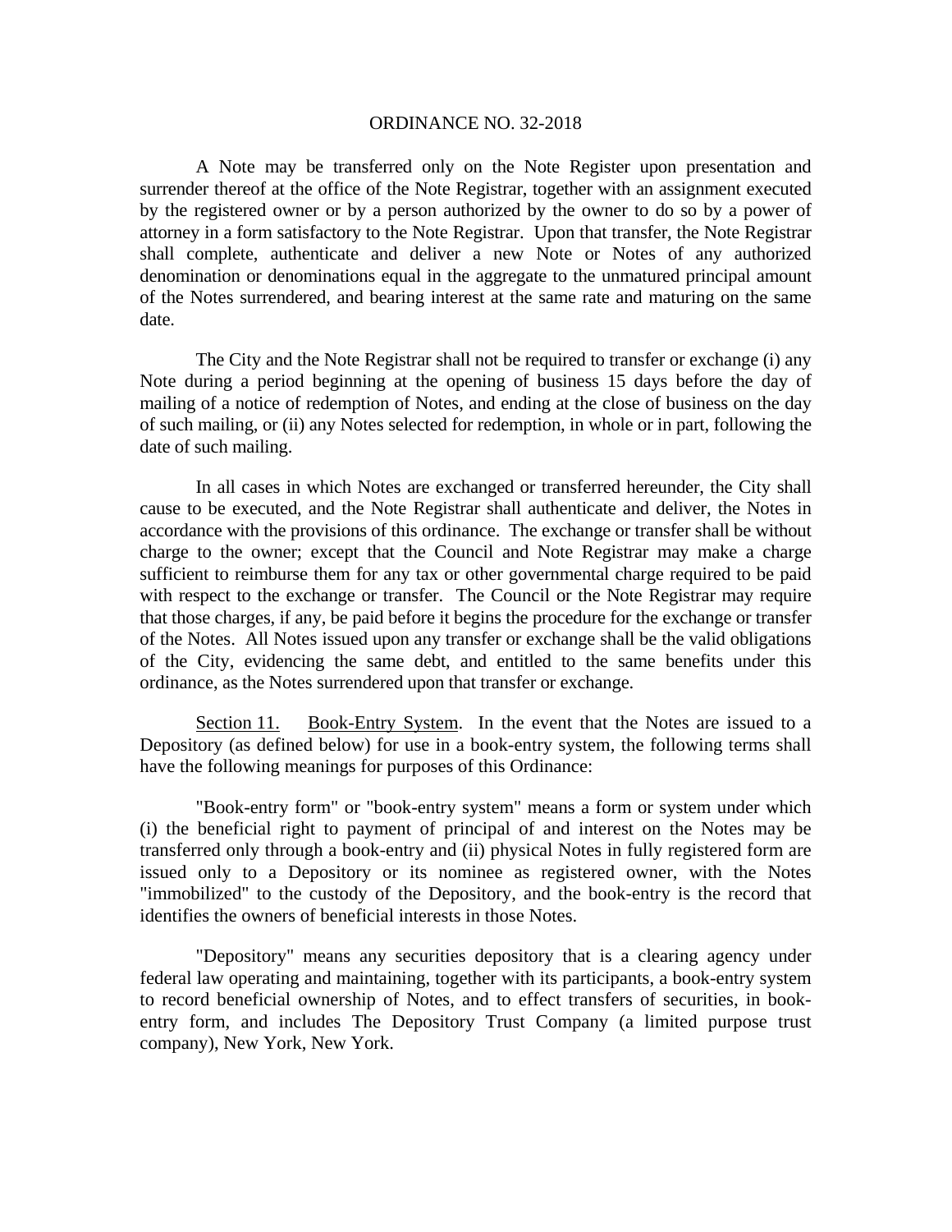A Note may be transferred only on the Note Register upon presentation and surrender thereof at the office of the Note Registrar, together with an assignment executed by the registered owner or by a person authorized by the owner to do so by a power of attorney in a form satisfactory to the Note Registrar. Upon that transfer, the Note Registrar shall complete, authenticate and deliver a new Note or Notes of any authorized denomination or denominations equal in the aggregate to the unmatured principal amount of the Notes surrendered, and bearing interest at the same rate and maturing on the same date.

The City and the Note Registrar shall not be required to transfer or exchange (i) any Note during a period beginning at the opening of business 15 days before the day of mailing of a notice of redemption of Notes, and ending at the close of business on the day of such mailing, or (ii) any Notes selected for redemption, in whole or in part, following the date of such mailing.

In all cases in which Notes are exchanged or transferred hereunder, the City shall cause to be executed, and the Note Registrar shall authenticate and deliver, the Notes in accordance with the provisions of this ordinance. The exchange or transfer shall be without charge to the owner; except that the Council and Note Registrar may make a charge sufficient to reimburse them for any tax or other governmental charge required to be paid with respect to the exchange or transfer. The Council or the Note Registrar may require that those charges, if any, be paid before it begins the procedure for the exchange or transfer of the Notes. All Notes issued upon any transfer or exchange shall be the valid obligations of the City, evidencing the same debt, and entitled to the same benefits under this ordinance, as the Notes surrendered upon that transfer or exchange.

Section 11. Book-Entry System. In the event that the Notes are issued to a Depository (as defined below) for use in a book-entry system, the following terms shall have the following meanings for purposes of this Ordinance:

"Book-entry form" or "book-entry system" means a form or system under which (i) the beneficial right to payment of principal of and interest on the Notes may be transferred only through a book-entry and (ii) physical Notes in fully registered form are issued only to a Depository or its nominee as registered owner, with the Notes "immobilized" to the custody of the Depository, and the book-entry is the record that identifies the owners of beneficial interests in those Notes.

"Depository" means any securities depository that is a clearing agency under federal law operating and maintaining, together with its participants, a book-entry system to record beneficial ownership of Notes, and to effect transfers of securities, in book-entry form, and includes The Depository Trust Company (a limited purpose trust company), New York, New York.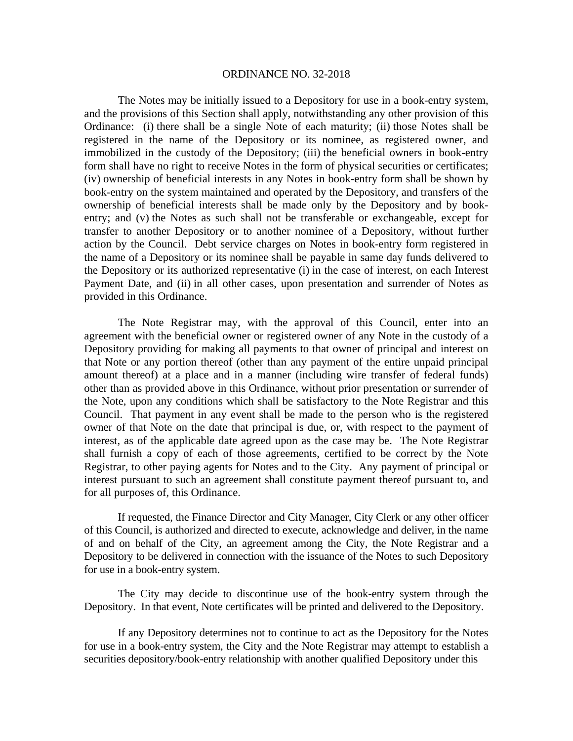The Notes may be initially issued to a Depository for use in a book-entry system, and the provisions of this Section shall apply, notwithstanding any other provision of this Ordinance: (i) there shall be a single Note of each maturity; (ii) those Notes shall be registered in the name of the Depository or its nominee, as registered owner, and immobilized in the custody of the Depository; (iii) the beneficial owners in book-entry form shall have no right to receive Notes in the form of physical securities or certificates; (iv) ownership of beneficial interests in any Notes in book-entry form shall be shown by book-entry on the system maintained and operated by the Depository, and transfers of the ownership of beneficial interests shall be made only by the Depository and by book-entry; and (v) the Notes as such shall not be transferable or exchangeable, except for transfer to another Depository or to another nominee of a Depository, without further action by the Council. Debt service charges on Notes in book-entry form registered in the name of a Depository or its nominee shall be payable in same day funds delivered to the Depository or its authorized representative (i) in the case of interest, on each Interest Payment Date, and (ii) in all other cases, upon presentation and surrender of Notes as provided in this Ordinance.

The Note Registrar may, with the approval of this Council, enter into an agreement with the beneficial owner or registered owner of any Note in the custody of a Depository providing for making all payments to that owner of principal and interest on that Note or any portion thereof (other than any payment of the entire unpaid principal amount thereof) at a place and in a manner (including wire transfer of federal funds) other than as provided above in this Ordinance, without prior presentation or surrender of the Note, upon any conditions which shall be satisfactory to the Note Registrar and this Council. That payment in any event shall be made to the person who is the registered owner of that Note on the date that principal is due, or, with respect to the payment of interest, as of the applicable date agreed upon as the case may be. The Note Registrar shall furnish a copy of each of those agreements, certified to be correct by the Note Registrar, to other paying agents for Notes and to the City. Any payment of principal or interest pursuant to such an agreement shall constitute payment thereof pursuant to, and for all purposes of, this Ordinance.

If requested, the Finance Director and City Manager, City Clerk or any other officer of this Council, is authorized and directed to execute, acknowledge and deliver, in the name of and on behalf of the City, an agreement among the City, the Note Registrar and a Depository to be delivered in connection with the issuance of the Notes to such Depository for use in a book-entry system.

The City may decide to discontinue use of the book-entry system through the Depository. In that event, Note certificates will be printed and delivered to the Depository.

If any Depository determines not to continue to act as the Depository for the Notes for use in a book-entry system, the City and the Note Registrar may attempt to establish a securities depository/book-entry relationship with another qualified Depository under this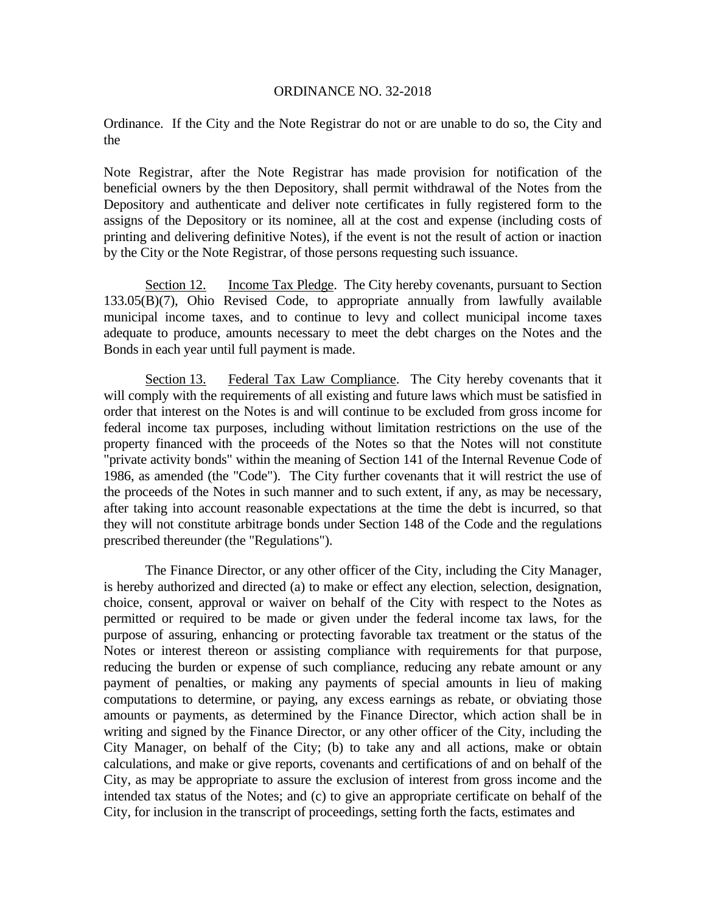Ordinance. If the City and the Note Registrar do not or are unable to do so, the City and the

Note Registrar, after the Note Registrar has made provision for notification of the beneficial owners by the then Depository, shall permit withdrawal of the Notes from the Depository and authenticate and deliver note certificates in fully registered form to the assigns of the Depository or its nominee, all at the cost and expense (including costs of printing and delivering definitive Notes), if the event is not the result of action or inaction by the City or the Note Registrar, of those persons requesting such issuance.

Section 12. Income Tax Pledge. The City hereby covenants, pursuant to Section 133.05(B)(7), Ohio Revised Code, to appropriate annually from lawfully available municipal income taxes, and to continue to levy and collect municipal income taxes adequate to produce, amounts necessary to meet the debt charges on the Notes and the Bonds in each year until full payment is made.

Section 13. Federal Tax Law Compliance. The City hereby covenants that it will comply with the requirements of all existing and future laws which must be satisfied in order that interest on the Notes is and will continue to be excluded from gross income for federal income tax purposes, including without limitation restrictions on the use of the property financed with the proceeds of the Notes so that the Notes will not constitute "private activity bonds" within the meaning of Section 141 of the Internal Revenue Code of 1986, as amended (the "Code"). The City further covenants that it will restrict the use of the proceeds of the Notes in such manner and to such extent, if any, as may be necessary, after taking into account reasonable expectations at the time the debt is incurred, so that they will not constitute arbitrage bonds under Section 148 of the Code and the regulations prescribed thereunder (the "Regulations").

The Finance Director, or any other officer of the City, including the City Manager, is hereby authorized and directed (a) to make or effect any election, selection, designation, choice, consent, approval or waiver on behalf of the City with respect to the Notes as permitted or required to be made or given under the federal income tax laws, for the purpose of assuring, enhancing or protecting favorable tax treatment or the status of the Notes or interest thereon or assisting compliance with requirements for that purpose, reducing the burden or expense of such compliance, reducing any rebate amount or any payment of penalties, or making any payments of special amounts in lieu of making computations to determine, or paying, any excess earnings as rebate, or obviating those amounts or payments, as determined by the Finance Director, which action shall be in writing and signed by the Finance Director, or any other officer of the City, including the City Manager, on behalf of the City; (b) to take any and all actions, make or obtain calculations, and make or give reports, covenants and certifications of and on behalf of the City, as may be appropriate to assure the exclusion of interest from gross income and the intended tax status of the Notes; and (c) to give an appropriate certificate on behalf of the City, for inclusion in the transcript of proceedings, setting forth the facts, estimates and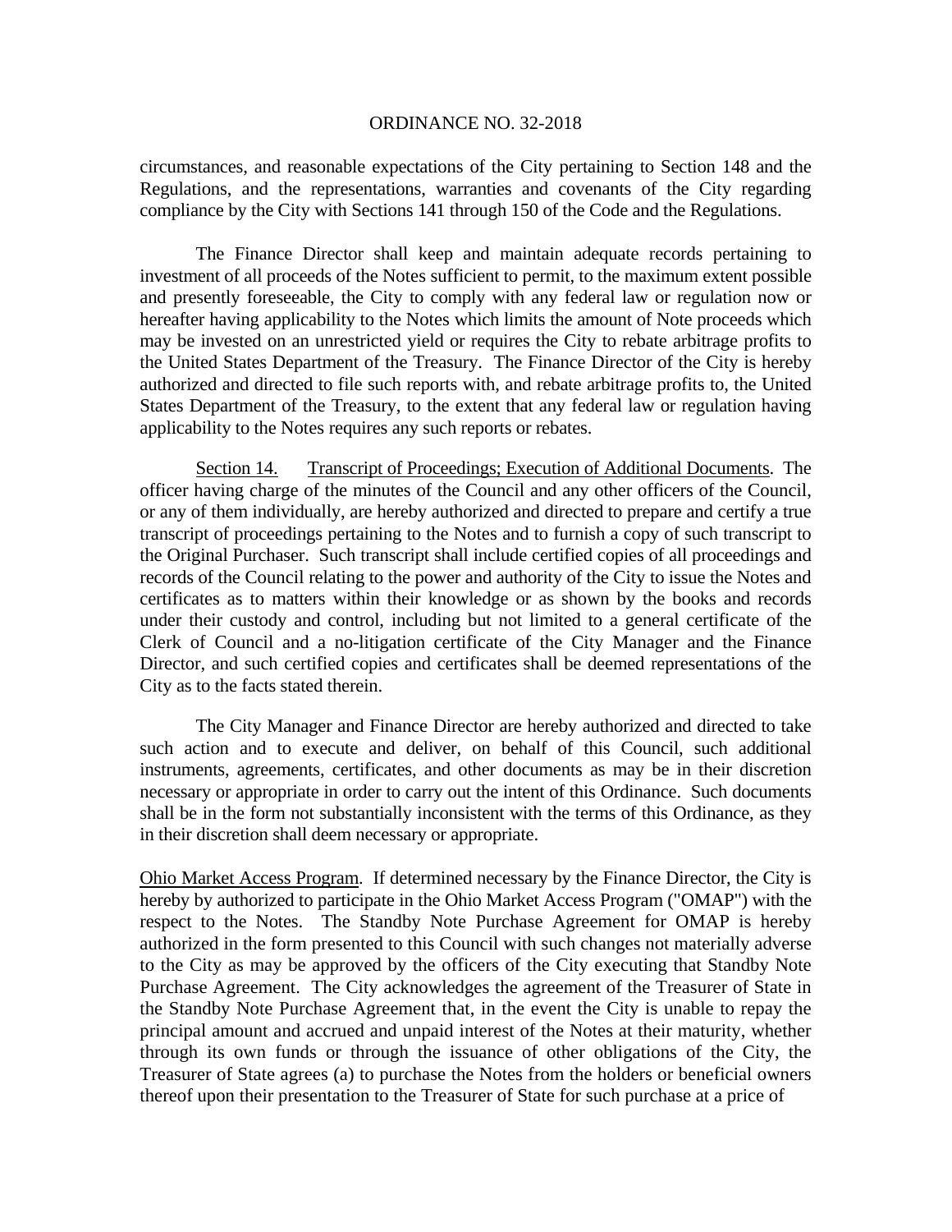circumstances, and reasonable expectations of the City pertaining to Section 148 and the Regulations, and the representations, warranties and covenants of the City regarding compliance by the City with Sections 141 through 150 of the Code and the Regulations.

The Finance Director shall keep and maintain adequate records pertaining to investment of all proceeds of the Notes sufficient to permit, to the maximum extent possible and presently foreseeable, the City to comply with any federal law or regulation now or hereafter having applicability to the Notes which limits the amount of Note proceeds which may be invested on an unrestricted yield or requires the City to rebate arbitrage profits to the United States Department of the Treasury. The Finance Director of the City is hereby authorized and directed to file such reports with, and rebate arbitrage profits to, the United States Department of the Treasury, to the extent that any federal law or regulation having applicability to the Notes requires any such reports or rebates.

Section 14. Transcript of Proceedings; Execution of Additional Documents. The officer having charge of the minutes of the Council and any other officers of the Council, or any of them individually, are hereby authorized and directed to prepare and certify a true transcript of proceedings pertaining to the Notes and to furnish a copy of such transcript to the Original Purchaser. Such transcript shall include certified copies of all proceedings and records of the Council relating to the power and authority of the City to issue the Notes and certificates as to matters within their knowledge or as shown by the books and records under their custody and control, including but not limited to a general certificate of the Clerk of Council and a no-litigation certificate of the City Manager and the Finance Director, and such certified copies and certificates shall be deemed representations of the City as to the facts stated therein.

The City Manager and Finance Director are hereby authorized and directed to take such action and to execute and deliver, on behalf of this Council, such additional instruments, agreements, certificates, and other documents as may be in their discretion necessary or appropriate in order to carry out the intent of this Ordinance. Such documents shall be in the form not substantially inconsistent with the terms of this Ordinance, as they in their discretion shall deem necessary or appropriate.

Ohio Market Access Program. If determined necessary by the Finance Director, the City is hereby by authorized to participate in the Ohio Market Access Program ("OMAP") with the respect to the Notes. The Standby Note Purchase Agreement for OMAP is hereby authorized in the form presented to this Council with such changes not materially adverse to the City as may be approved by the officers of the City executing that Standby Note Purchase Agreement. The City acknowledges the agreement of the Treasurer of State in the Standby Note Purchase Agreement that, in the event the City is unable to repay the principal amount and accrued and unpaid interest of the Notes at their maturity, whether through its own funds or through the issuance of other obligations of the City, the Treasurer of State agrees (a) to purchase the Notes from the holders or beneficial owners thereof upon their presentation to the Treasurer of State for such purchase at a price of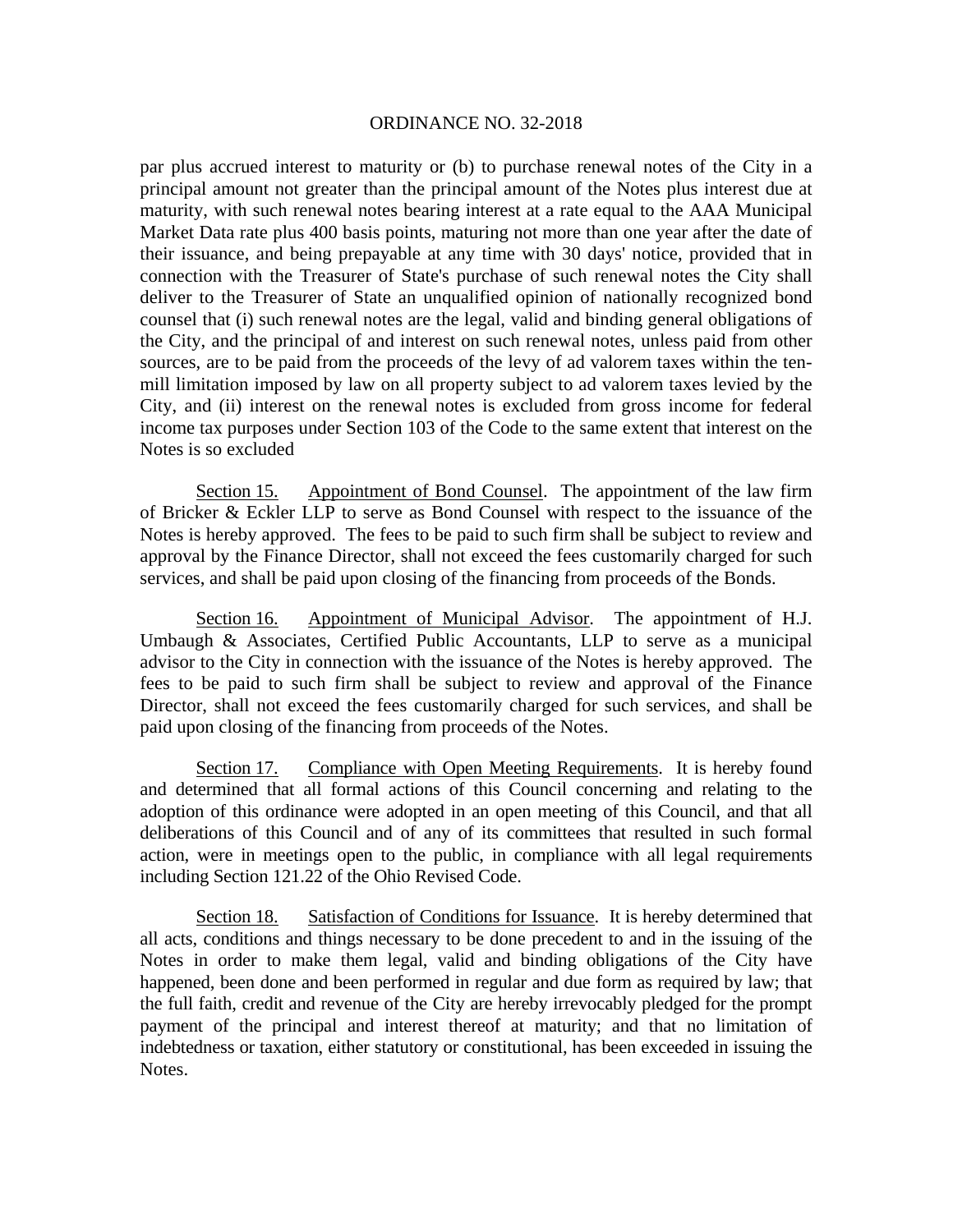par plus accrued interest to maturity or (b) to purchase renewal notes of the City in a principal amount not greater than the principal amount of the Notes plus interest due at maturity, with such renewal notes bearing interest at a rate equal to the AAA Municipal Market Data rate plus 400 basis points, maturing not more than one year after the date of their issuance, and being prepayable at any time with 30 days' notice, provided that in connection with the Treasurer of State's purchase of such renewal notes the City shall deliver to the Treasurer of State an unqualified opinion of nationally recognized bond counsel that (i) such renewal notes are the legal, valid and binding general obligations of the City, and the principal of and interest on such renewal notes, unless paid from other sources, are to be paid from the proceeds of the levy of ad valorem taxes within the ten-mill limitation imposed by law on all property subject to ad valorem taxes levied by the City, and (ii) interest on the renewal notes is excluded from gross income for federal income tax purposes under Section 103 of the Code to the same extent that interest on the Notes is so excluded

Section 15. Appointment of Bond Counsel. The appointment of the law firm of Bricker & Eckler LLP to serve as Bond Counsel with respect to the issuance of the Notes is hereby approved. The fees to be paid to such firm shall be subject to review and approval by the Finance Director, shall not exceed the fees customarily charged for such services, and shall be paid upon closing of the financing from proceeds of the Bonds.

Section 16. Appointment of Municipal Advisor. The appointment of H.J. Umbaugh & Associates, Certified Public Accountants, LLP to serve as a municipal advisor to the City in connection with the issuance of the Notes is hereby approved. The fees to be paid to such firm shall be subject to review and approval of the Finance Director, shall not exceed the fees customarily charged for such services, and shall be paid upon closing of the financing from proceeds of the Notes.

Section 17. Compliance with Open Meeting Requirements. It is hereby found and determined that all formal actions of this Council concerning and relating to the adoption of this ordinance were adopted in an open meeting of this Council, and that all deliberations of this Council and of any of its committees that resulted in such formal action, were in meetings open to the public, in compliance with all legal requirements including Section 121.22 of the Ohio Revised Code.

Section 18. Satisfaction of Conditions for Issuance. It is hereby determined that all acts, conditions and things necessary to be done precedent to and in the issuing of the Notes in order to make them legal, valid and binding obligations of the City have happened, been done and been performed in regular and due form as required by law; that the full faith, credit and revenue of the City are hereby irrevocably pledged for the prompt payment of the principal and interest thereof at maturity; and that no limitation of indebtedness or taxation, either statutory or constitutional, has been exceeded in issuing the Notes.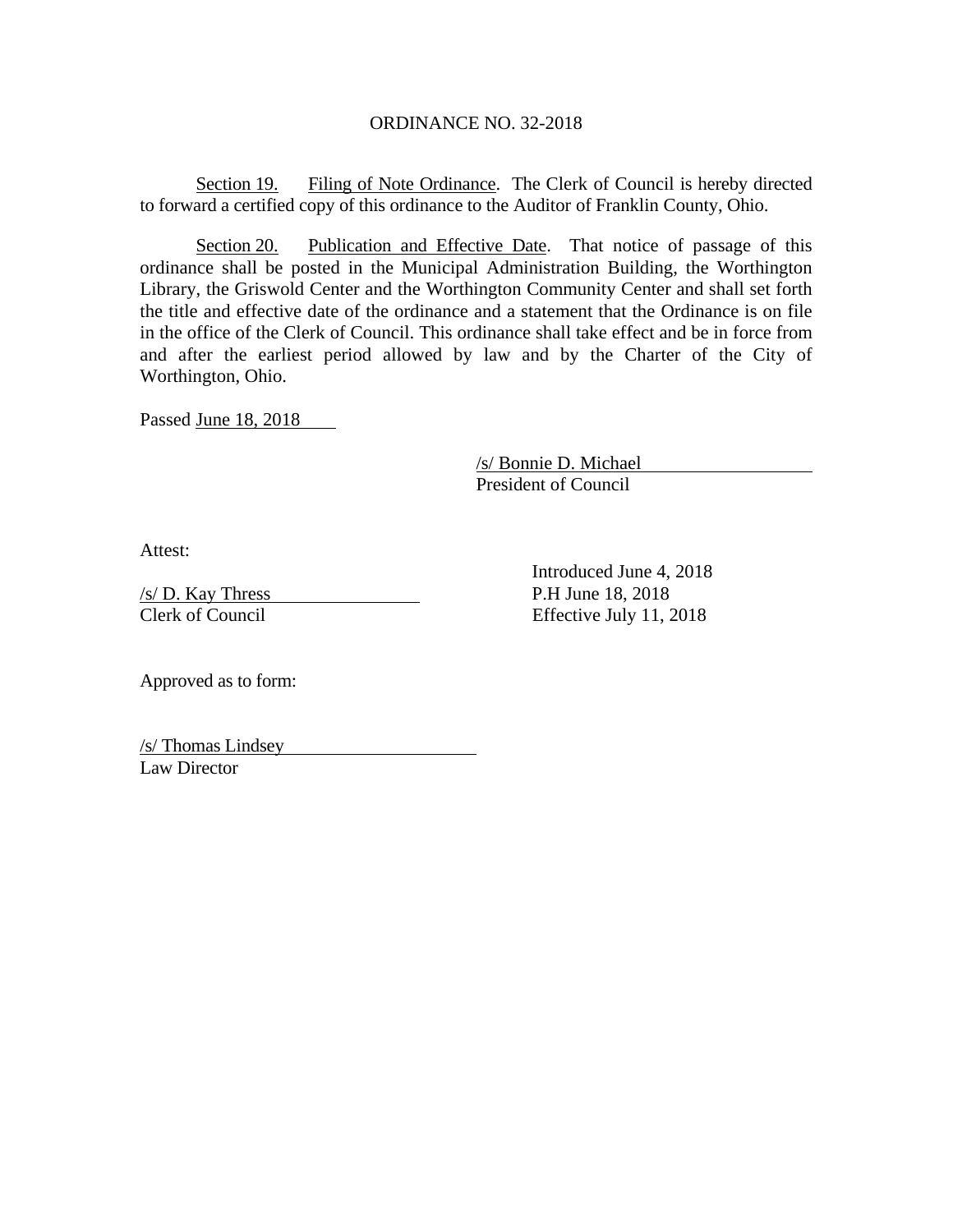ORDINANCE NO. 32-2018

Section 19. Filing of Note Ordinance. The Clerk of Council is hereby directed to forward a certified copy of this ordinance to the Auditor of Franklin County, Ohio.

Section 20. Publication and Effective Date. That notice of passage of this ordinance shall be posted in the Municipal Administration Building, the Worthington Library, the Griswold Center and the Worthington Community Center and shall set forth the title and effective date of the ordinance and a statement that the Ordinance is on file in the office of the Clerk of Council. This ordinance shall take effect and be in force from and after the earliest period allowed by law and by the Charter of the City of Worthington, Ohio.

Passed June 18, 2018

/s/ Bonnie D. Michael
President of Council

Attest:

/s/ D. Kay Thress
Clerk of Council

Introduced June 4, 2018
P.H June 18, 2018
Effective July 11, 2018

Approved as to form:

/s/ Thomas Lindsey
Law Director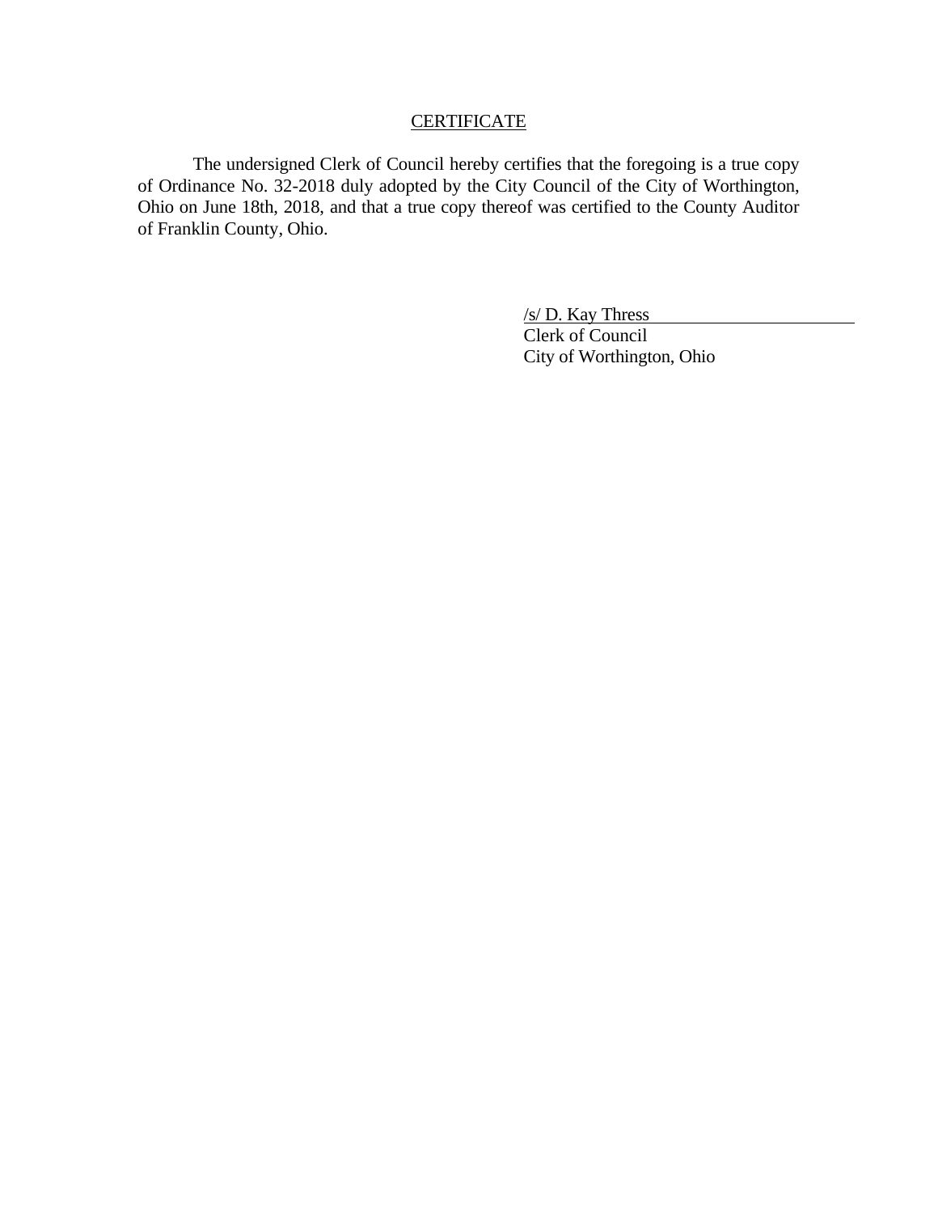## CERTIFICATE

The undersigned Clerk of Council hereby certifies that the foregoing is a true copy of Ordinance No. 32-2018 duly adopted by the City Council of the City of Worthington, Ohio on June 18th, 2018, and that a true copy thereof was certified to the County Auditor of Franklin County, Ohio.

/s/ D. Kay Thress
Clerk of Council
City of Worthington, Ohio